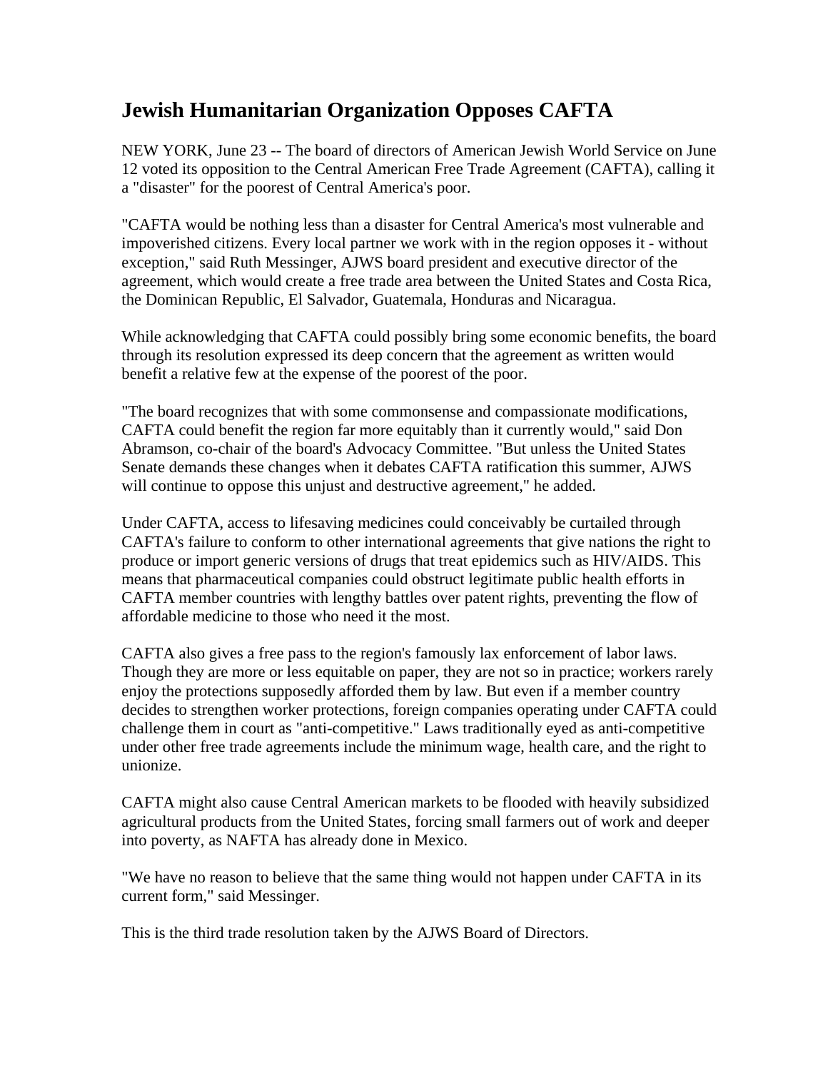# Jewish Humanitarian Organization Opposes CAFTA

NEW YORK, June 23 -- The board of directors of American Jewish World Service on June 12 voted its opposition to the Central American Free Trade Agreement (CAFTA), calling it a "disaster" for the poorest of Central America's poor.

"CAFTA would be nothing less than a disaster for Central America's most vulnerable and impoverished citizens. Every local partner we work with in the region opposes it - without exception," said Ruth Messinger, AJWS board president and executive director of the agreement, which would create a free trade area between the United States and Costa Rica, the Dominican Republic, El Salvador, Guatemala, Honduras and Nicaragua.

While acknowledging that CAFTA could possibly bring some economic benefits, the board through its resolution expressed its deep concern that the agreement as written would benefit a relative few at the expense of the poorest of the poor.

"The board recognizes that with some commonsense and compassionate modifications, CAFTA could benefit the region far more equitably than it currently would," said Don Abramson, co-chair of the board's Advocacy Committee. "But unless the United States Senate demands these changes when it debates CAFTA ratification this summer, AJWS will continue to oppose this unjust and destructive agreement," he added.

Under CAFTA, access to lifesaving medicines could conceivably be curtailed through CAFTA's failure to conform to other international agreements that give nations the right to produce or import generic versions of drugs that treat epidemics such as HIV/AIDS. This means that pharmaceutical companies could obstruct legitimate public health efforts in CAFTA member countries with lengthy battles over patent rights, preventing the flow of affordable medicine to those who need it the most.

CAFTA also gives a free pass to the region's famously lax enforcement of labor laws. Though they are more or less equitable on paper, they are not so in practice; workers rarely enjoy the protections supposedly afforded them by law. But even if a member country decides to strengthen worker protections, foreign companies operating under CAFTA could challenge them in court as "anti-competitive." Laws traditionally eyed as anti-competitive under other free trade agreements include the minimum wage, health care, and the right to unionize.

CAFTA might also cause Central American markets to be flooded with heavily subsidized agricultural products from the United States, forcing small farmers out of work and deeper into poverty, as NAFTA has already done in Mexico.

"We have no reason to believe that the same thing would not happen under CAFTA in its current form," said Messinger.

This is the third trade resolution taken by the AJWS Board of Directors.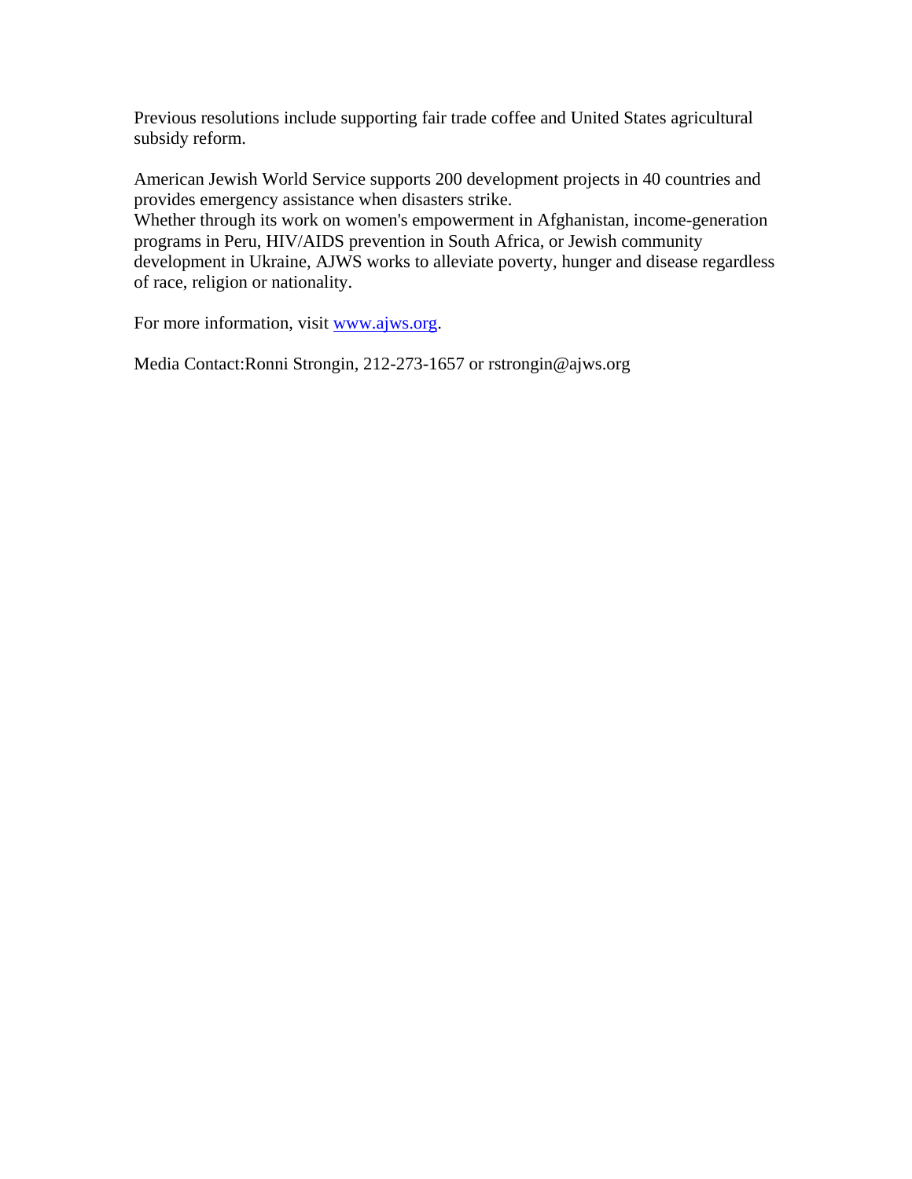Previous resolutions include supporting fair trade coffee and United States agricultural subsidy reform.

American Jewish World Service supports 200 development projects in 40 countries and provides emergency assistance when disasters strike.
Whether through its work on women's empowerment in Afghanistan, income-generation programs in Peru, HIV/AIDS prevention in South Africa, or Jewish community development in Ukraine, AJWS works to alleviate poverty, hunger and disease regardless of race, religion or nationality.

For more information, visit www.ajws.org.

Media Contact:Ronni Strongin, 212-273-1657 or rstrongin@ajws.org